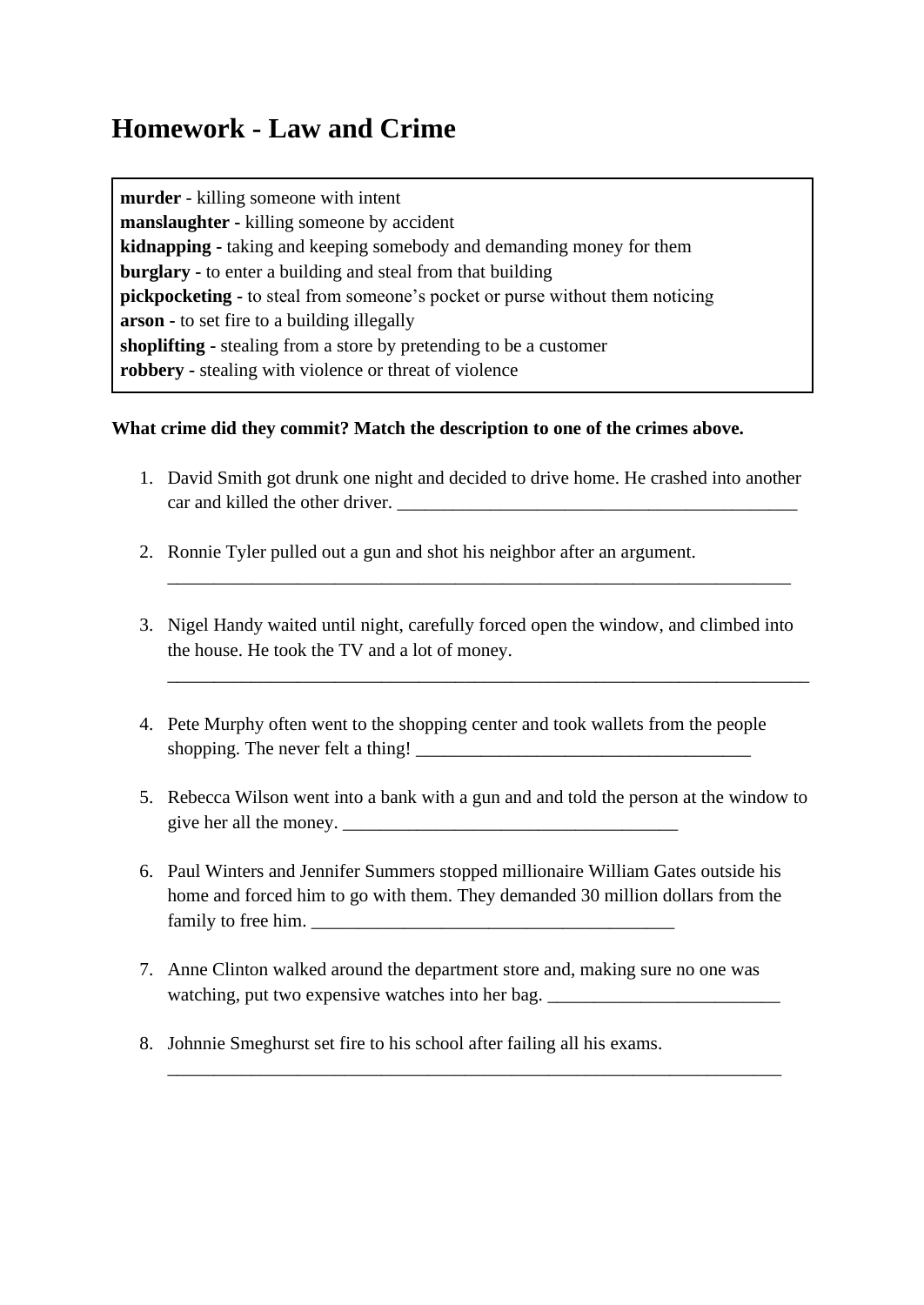# Homework - Law and Crime

**murder** - killing someone with intent
**manslaughter** - killing someone by accident
**kidnapping** - taking and keeping somebody and demanding money for them
**burglary** - to enter a building and steal from that building
**pickpocketing** - to steal from someone's pocket or purse without them noticing
**arson** - to set fire to a building illegally
**shoplifting** - stealing from a store by pretending to be a customer
**robbery** - stealing with violence or threat of violence

**What crime did they commit? Match the description to one of the crimes above.**

1. David Smith got drunk one night and decided to drive home. He crashed into another car and killed the other driver. ____________________________________________

2. Ronnie Tyler pulled out a gun and shot his neighbor after an argument. _____________________________________________________________________

3. Nigel Handy waited until night, carefully forced open the window, and climbed into the house. He took the TV and a lot of money. _______________________________________________________________________

4. Pete Murphy often went to the shopping center and took wallets from the people shopping. The never felt a thing! _____________________________________

5. Rebecca Wilson went into a bank with a gun and and told the person at the window to give her all the money. _____________________________________

6. Paul Winters and Jennifer Summers stopped millionaire William Gates outside his home and forced him to go with them. They demanded 30 million dollars from the family to free him. ________________________________________

7. Anne Clinton walked around the department store and, making sure no one was watching, put two expensive watches into her bag. _________________________

8. Johnnie Smeghurst set fire to his school after failing all his exams. ____________________________________________________________________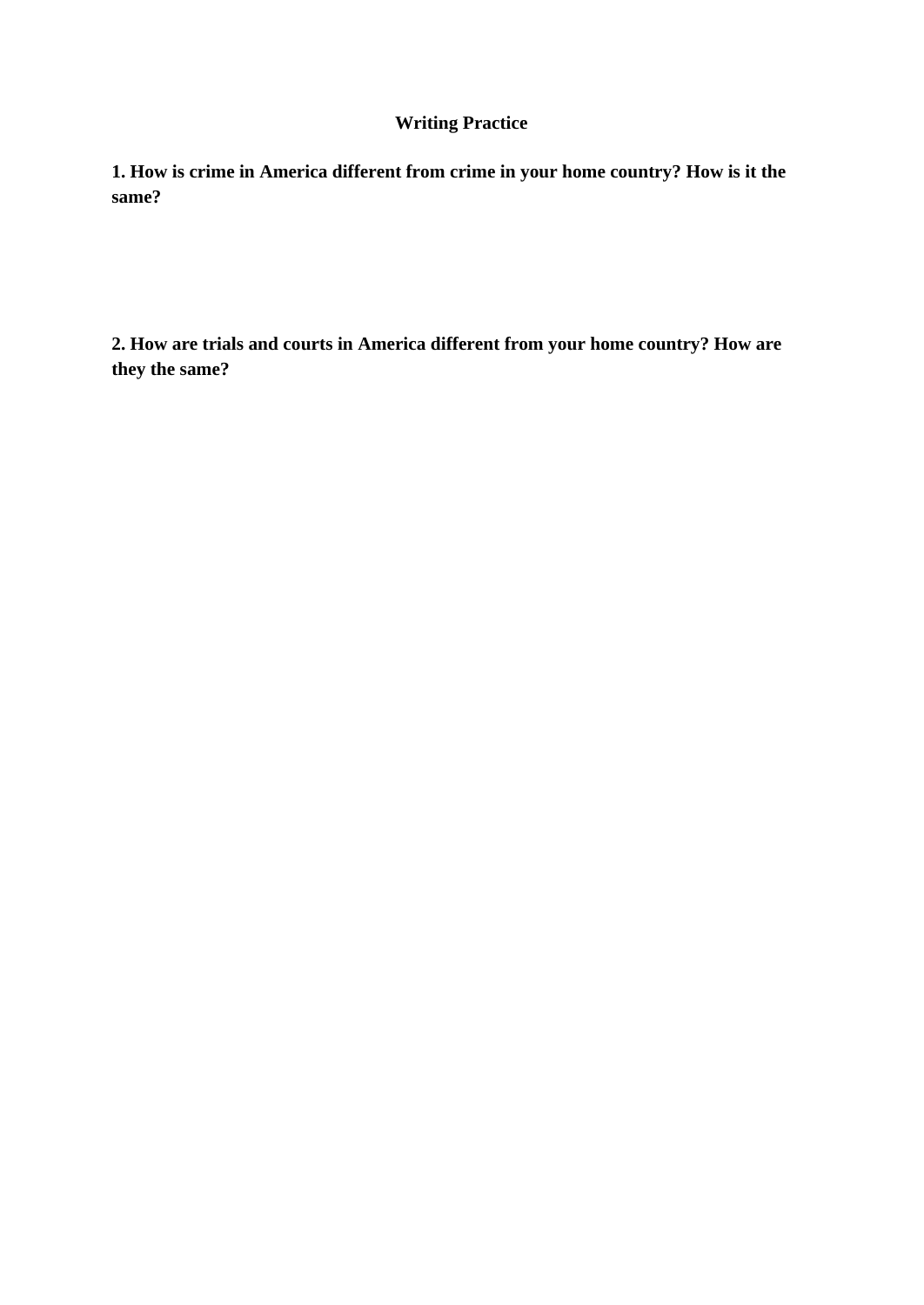# Writing Practice

**1. How is crime in America different from crime in your home country? How is it the same?**

**2. How are trials and courts in America different from your home country? How are they the same?**